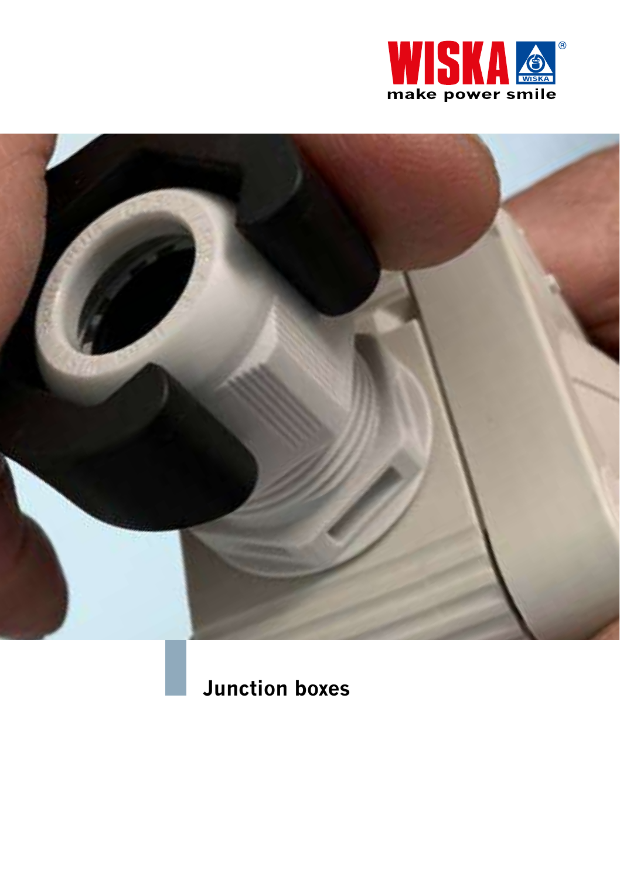WISKA

make power smile

# Junction boxes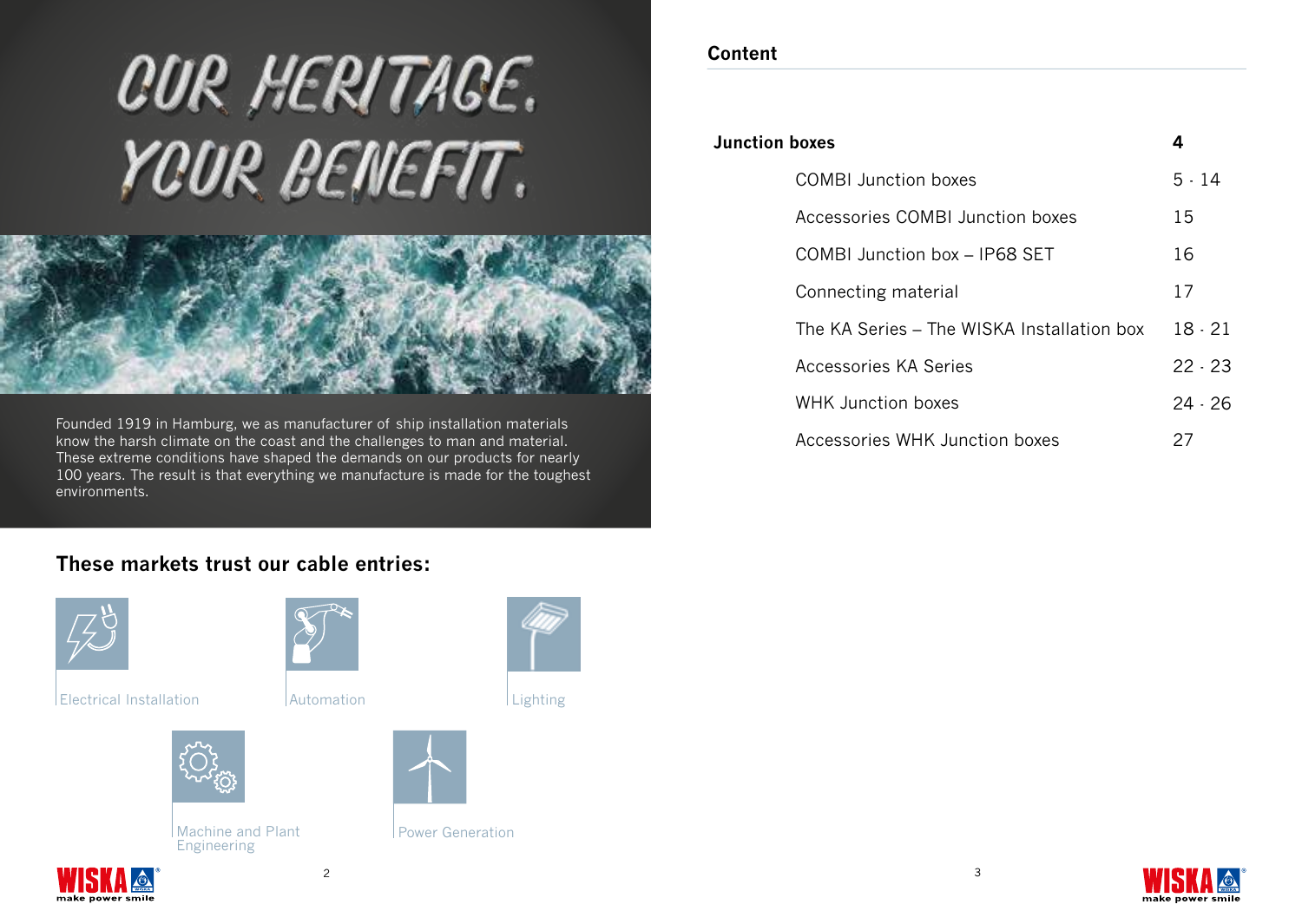# OUR HERITAGE. YOUR BENEFIT.

Founded 1919 in Hamburg, we as manufacturer of ship installation materials know the harsh climate on the coast and the challenges to man and material. These extreme conditions have shaped the demands on our products for nearly 100 years. The result is that everything we manufacture is made for the toughest environments.

## These markets trust our cable entries:

- Electrical Installation
- Automation
- Lighting
- Machine and Plant Engineering
- Power Generation

## Content

| | |
|---|---|
| **Junction boxes** | **4** |
| COMBI Junction boxes | 5 - 14 |
| Accessories COMBI Junction boxes | 15 |
| COMBI Junction box – IP68 SET | 16 |
| Connecting material | 17 |
| The KA Series – The WISKA Installation box | 18 - 21 |
| Accessories KA Series | 22 - 23 |
| WHK Junction boxes | 24 - 26 |
| Accessories WHK Junction boxes | 27 |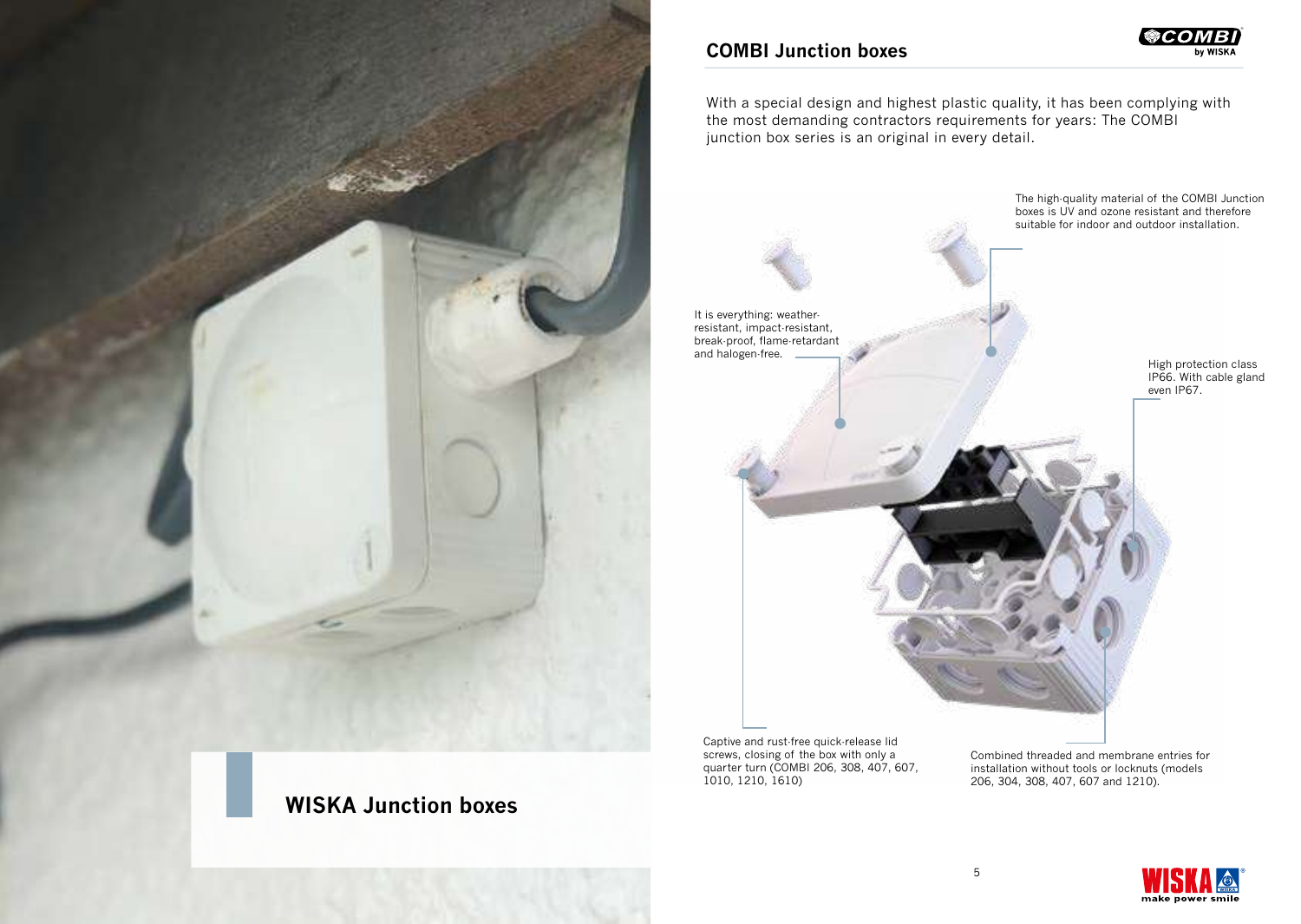## WISKA Junction boxes

## COMBI Junction boxes

With a special design and highest plastic quality, it has been complying with the most demanding contractors requirements for years: The COMBI junction box series is an original in every detail.

The high-quality material of the COMBI Junction boxes is UV and ozone resistant and therefore suitable for indoor and outdoor installation.

It is everything: weather-resistant, impact-resistant, break-proof, flame-retardant and halogen-free.

High protection class IP66. With cable gland even IP67.

Captive and rust-free quick-release lid screws, closing of the box with only a quarter turn (COMBI 206, 308, 407, 607, 1010, 1210, 1610)

Combined threaded and membrane entries for installation without tools or locknuts (models 206, 304, 308, 407, 607 and 1210).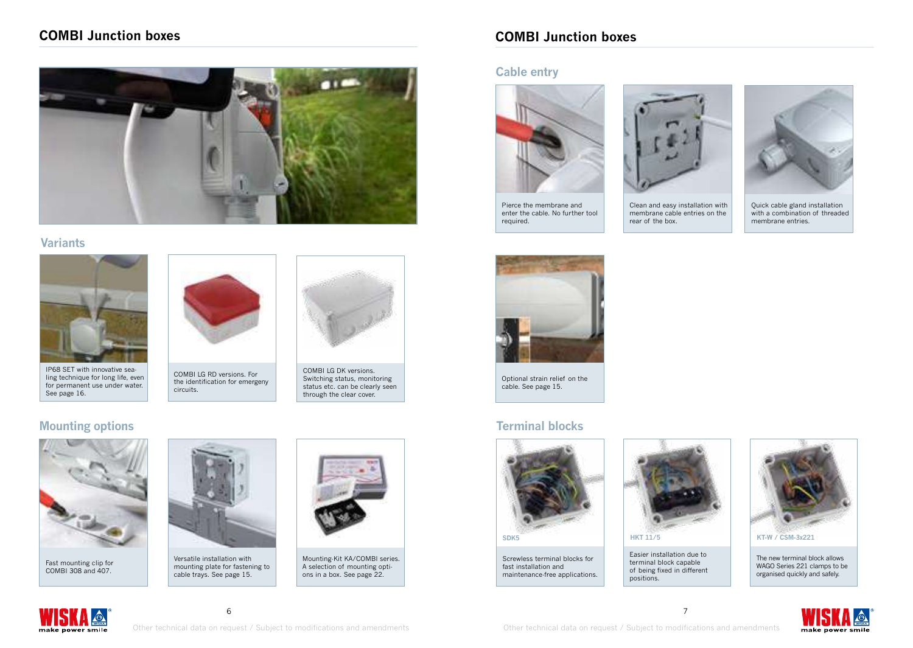# COMBI Junction boxes

## Variants

IP68 SET with innovative sealing technique for long life, even for permanent use under water. See page 16.

COMBI LG RD versions. For the identification for emergeny circuits.

COMBI LG DK versions. Switching status, monitoring status etc. can be clearly seen through the clear cover.

## Mounting options

Fast mounting clip for COMBI 308 and 407.

Versatile installation with mounting plate for fastening to cable trays. See page 15.

Mounting-Kit KA/COMBI series. A selection of mounting options in a box. See page 22.

# COMBI Junction boxes

## Cable entry

Pierce the membrane and enter the cable. No further tool required.

Clean and easy installation with membrane cable entries on the rear of the box.

Quick cable gland installation with a combination of threaded membrane entries.

Optional strain relief on the cable. See page 15.

## Terminal blocks

**SDK5**

Screwless terminal blocks for fast installation and maintenance-free applications.

**HKT 11/5**

Easier installation due to terminal block capable of being fixed in different positions.

**KT-W / CSM-3x221**

The new terminal block allows WAGO Series 221 clamps to be organised quickly and safely.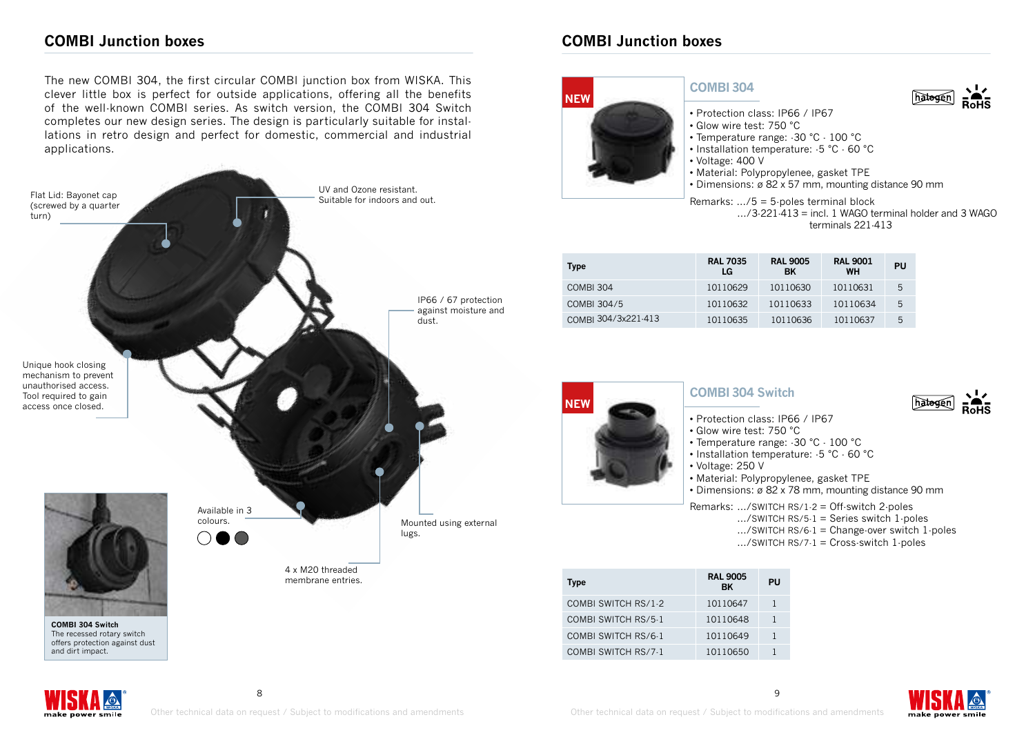## COMBI Junction boxes

The new COMBI 304, the first circular COMBI junction box from WISKA. This clever little box is perfect for outside applications, offering all the benefits of the well-known COMBI series. As switch version, the COMBI 304 Switch completes our new design series. The design is particularly suitable for installations in retro design and perfect for domestic, commercial and industrial applications.

Flat Lid: Bayonet cap (screwed by a quarter turn)

UV and Ozone resistant. Suitable for indoors and out.

IP66 / 67 protection against moisture and dust.

Unique hook closing mechanism to prevent unauthorised access. Tool required to gain access once closed.

Available in 3 colours.

Mounted using external lugs.

4 x M20 threaded membrane entries.

**COMBI 304 Switch**
The recessed rotary switch offers protection against dust and dirt impact.

## COMBI Junction boxes

NEW

### COMBI 304

- Protection class: IP66 / IP67
- Glow wire test: 750 °C
- Temperature range: -30 °C - 100 °C
- Installation temperature: -5 °C - 60 °C
- Voltage: 400 V
- Material: Polypropylenee, gasket TPE
- Dimensions: ø 82 x 57 mm, mounting distance 90 mm

Remarks: .../5 = 5-poles terminal block
.../3-221-413 = incl. 1 WAGO terminal holder and 3 WAGO terminals 221-413

| Type | RAL 7035 LG | RAL 9005 BK | RAL 9001 WH | PU |
|---|---|---|---|---|
| COMBI 304 | 10110629 | 10110630 | 10110631 | 5 |
| COMBI 304/5 | 10110632 | 10110633 | 10110634 | 5 |
| COMBI 304/3x221-413 | 10110635 | 10110636 | 10110637 | 5 |

NEW

### COMBI 304 Switch

- Protection class: IP66 / IP67
- Glow wire test: 750 °C
- Temperature range: -30 °C - 100 °C
- Installation temperature: -5 °C - 60 °C
- Voltage: 250 V
- Material: Polypropylenee, gasket TPE
- Dimensions: ø 82 x 78 mm, mounting distance 90 mm

Remarks: .../SWITCH RS/1-2 = Off-switch 2-poles
.../SWITCH RS/5-1 = Series switch 1-poles
.../SWITCH RS/6-1 = Change-over switch 1-poles
.../SWITCH RS/7-1 = Cross-switch 1-poles

| Type | RAL 9005 BK | PU |
|---|---|---|
| COMBI SWITCH RS/1-2 | 10110647 | 1 |
| COMBI SWITCH RS/5-1 | 10110648 | 1 |
| COMBI SWITCH RS/6-1 | 10110649 | 1 |
| COMBI SWITCH RS/7-1 | 10110650 | 1 |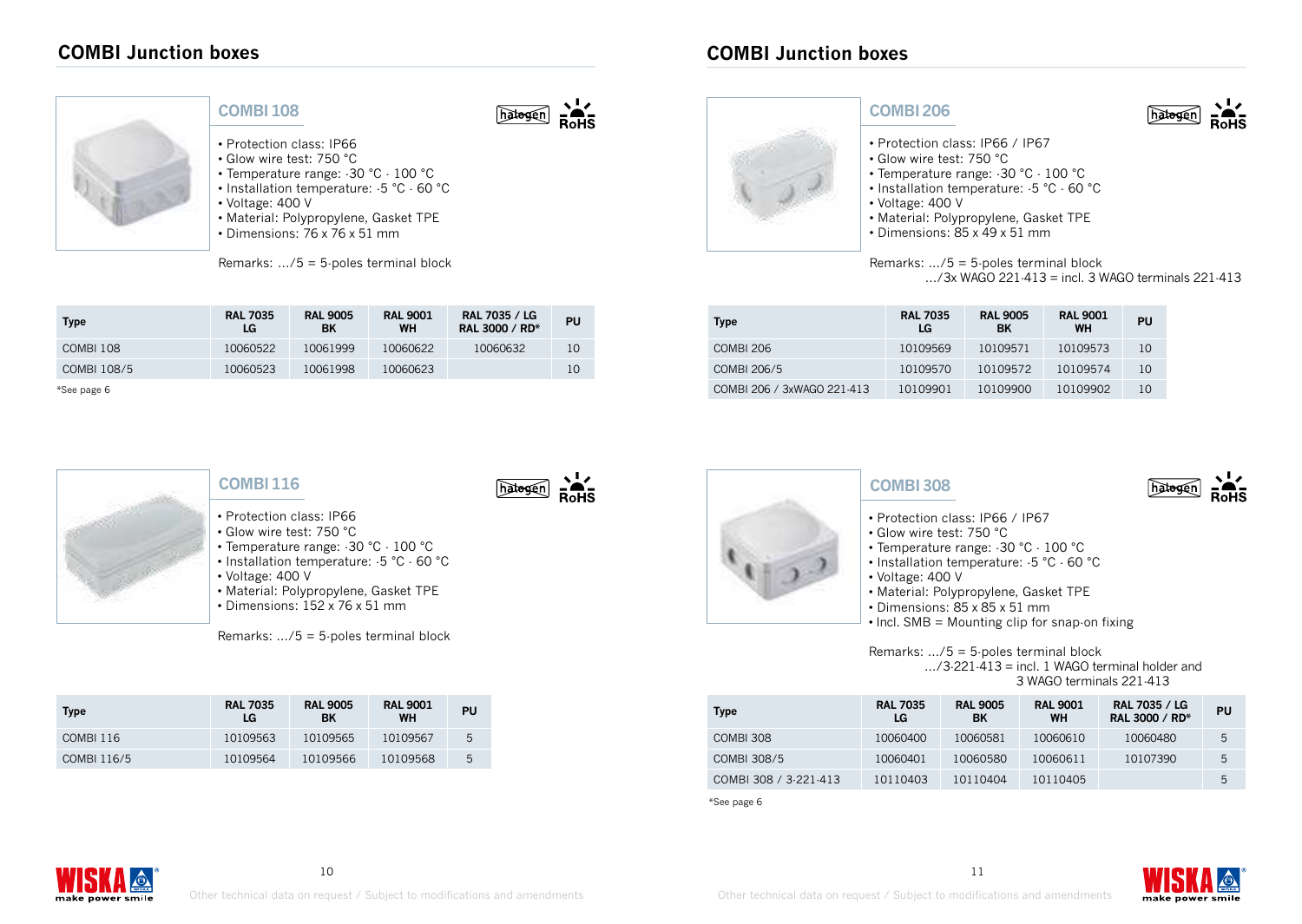# COMBI Junction boxes

## COMBI 108

- Protection class: IP66
- Glow wire test: 750 °C
- Temperature range: -30 °C - 100 °C
- Installation temperature: -5 °C - 60 °C
- Voltage: 400 V
- Material: Polypropylene, Gasket TPE
- Dimensions: 76 x 76 x 51 mm

Remarks: .../5 = 5-poles terminal block

| Type | RAL 7035 LG | RAL 9005 BK | RAL 9001 WH | RAL 7035 / LG RAL 3000 / RD* | PU |
|---|---|---|---|---|---|
| COMBI 108 | 10060522 | 10061999 | 10060622 | 10060632 | 10 |
| COMBI 108/5 | 10060523 | 10061998 | 10060623 | | 10 |

*See page 6

## COMBI 116

- Protection class: IP66
- Glow wire test: 750 °C
- Temperature range: -30 °C - 100 °C
- Installation temperature: -5 °C - 60 °C
- Voltage: 400 V
- Material: Polypropylene, Gasket TPE
- Dimensions: 152 x 76 x 51 mm

Remarks: .../5 = 5-poles terminal block

| Type | RAL 7035 LG | RAL 9005 BK | RAL 9001 WH | PU |
|---|---|---|---|---|
| COMBI 116 | 10109563 | 10109565 | 10109567 | 5 |
| COMBI 116/5 | 10109564 | 10109566 | 10109568 | 5 |

# COMBI Junction boxes

## COMBI 206

- Protection class: IP66 / IP67
- Glow wire test: 750 °C
- Temperature range: -30 °C - 100 °C
- Installation temperature: -5 °C - 60 °C
- Voltage: 400 V
- Material: Polypropylene, Gasket TPE
- Dimensions: 85 x 49 x 51 mm

Remarks: .../5 = 5-poles terminal block
.../3x WAGO 221-413 = incl. 3 WAGO terminals 221-413

| Type | RAL 7035 LG | RAL 9005 BK | RAL 9001 WH | PU |
|---|---|---|---|---|
| COMBI 206 | 10109569 | 10109571 | 10109573 | 10 |
| COMBI 206/5 | 10109570 | 10109572 | 10109574 | 10 |
| COMBI 206 / 3xWAGO 221-413 | 10109901 | 10109900 | 10109902 | 10 |

## COMBI 308

- Protection class: IP66 / IP67
- Glow wire test: 750 °C
- Temperature range: -30 °C - 100 °C
- Installation temperature: -5 °C - 60 °C
- Voltage: 400 V
- Material: Polypropylene, Gasket TPE
- Dimensions: 85 x 85 x 51 mm
- Incl. SMB = Mounting clip for snap-on fixing

Remarks: .../5 = 5-poles terminal block
.../3-221-413 = incl. 1 WAGO terminal holder and 3 WAGO terminals 221-413

| Type | RAL 7035 LG | RAL 9005 BK | RAL 9001 WH | RAL 7035 / LG RAL 3000 / RD* | PU |
|---|---|---|---|---|---|
| COMBI 308 | 10060400 | 10060581 | 10060610 | 10060480 | 5 |
| COMBI 308/5 | 10060401 | 10060580 | 10060611 | 10107390 | 5 |
| COMBI 308 / 3-221-413 | 10110403 | 10110404 | 10110405 | | 5 |

*See page 6

Other technical data on request / Subject to modifications and amendments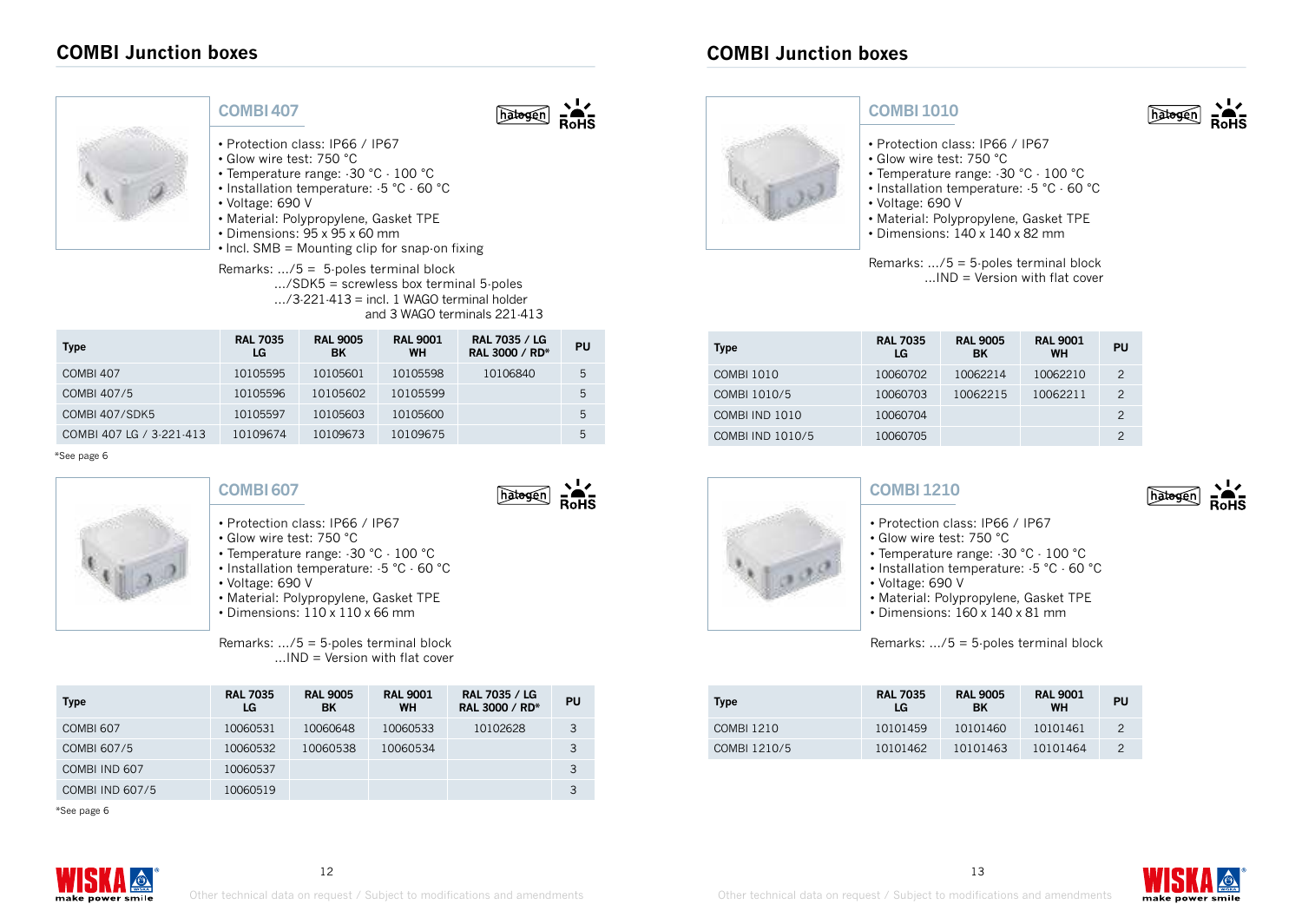# COMBI Junction boxes

## COMBI 407

- Protection class: IP66 / IP67
- Glow wire test: 750 °C
- Temperature range: -30 °C - 100 °C
- Installation temperature: -5 °C - 60 °C
- Voltage: 690 V
- Material: Polypropylene, Gasket TPE
- Dimensions: 95 x 95 x 60 mm
- Incl. SMB = Mounting clip for snap-on fixing

Remarks: .../5 = 5-poles terminal block
.../SDK5 = screwless box terminal 5-poles
.../3-221-413 = incl. 1 WAGO terminal holder and 3 WAGO terminals 221-413

| Type | RAL 7035 LG | RAL 9005 BK | RAL 9001 WH | RAL 7035 / LG RAL 3000 / RD* | PU |
|---|---|---|---|---|---|
| COMBI 407 | 10105595 | 10105601 | 10105598 | 10106840 | 5 |
| COMBI 407/5 | 10105596 | 10105602 | 10105599 | | 5 |
| COMBI 407/SDK5 | 10105597 | 10105603 | 10105600 | | 5 |
| COMBI 407 LG / 3-221-413 | 10109674 | 10109673 | 10109675 | | 5 |

*See page 6

## COMBI 607

- Protection class: IP66 / IP67
- Glow wire test: 750 °C
- Temperature range: -30 °C - 100 °C
- Installation temperature: -5 °C - 60 °C
- Voltage: 690 V
- Material: Polypropylene, Gasket TPE
- Dimensions: 110 x 110 x 66 mm

Remarks: .../5 = 5-poles terminal block
...IND = Version with flat cover

| Type | RAL 7035 LG | RAL 9005 BK | RAL 9001 WH | RAL 7035 / LG RAL 3000 / RD* | PU |
|---|---|---|---|---|---|
| COMBI 607 | 10060531 | 10060648 | 10060533 | 10102628 | 3 |
| COMBI 607/5 | 10060532 | 10060538 | 10060534 | | 3 |
| COMBI IND 607 | 10060537 | | | | 3 |
| COMBI IND 607/5 | 10060519 | | | | 3 |

*See page 6

## COMBI 1010

- Protection class: IP66 / IP67
- Glow wire test: 750 °C
- Temperature range: -30 °C - 100 °C
- Installation temperature: -5 °C - 60 °C
- Voltage: 690 V
- Material: Polypropylene, Gasket TPE
- Dimensions: 140 x 140 x 82 mm

Remarks: .../5 = 5-poles terminal block
...IND = Version with flat cover

| Type | RAL 7035 LG | RAL 9005 BK | RAL 9001 WH | PU |
|---|---|---|---|---|
| COMBI 1010 | 10060702 | 10062214 | 10062210 | 2 |
| COMBI 1010/5 | 10060703 | 10062215 | 10062211 | 2 |
| COMBI IND 1010 | 10060704 | | | 2 |
| COMBI IND 1010/5 | 10060705 | | | 2 |

## COMBI 1210

- Protection class: IP66 / IP67
- Glow wire test: 750 °C
- Temperature range: -30 °C - 100 °C
- Installation temperature: -5 °C - 60 °C
- Voltage: 690 V
- Material: Polypropylene, Gasket TPE
- Dimensions: 160 x 140 x 81 mm

Remarks: .../5 = 5-poles terminal block

| Type | RAL 7035 LG | RAL 9005 BK | RAL 9001 WH | PU |
|---|---|---|---|---|
| COMBI 1210 | 10101459 | 10101460 | 10101461 | 2 |
| COMBI 1210/5 | 10101462 | 10101463 | 10101464 | 2 |

Other technical data on request / Subject to modifications and amendments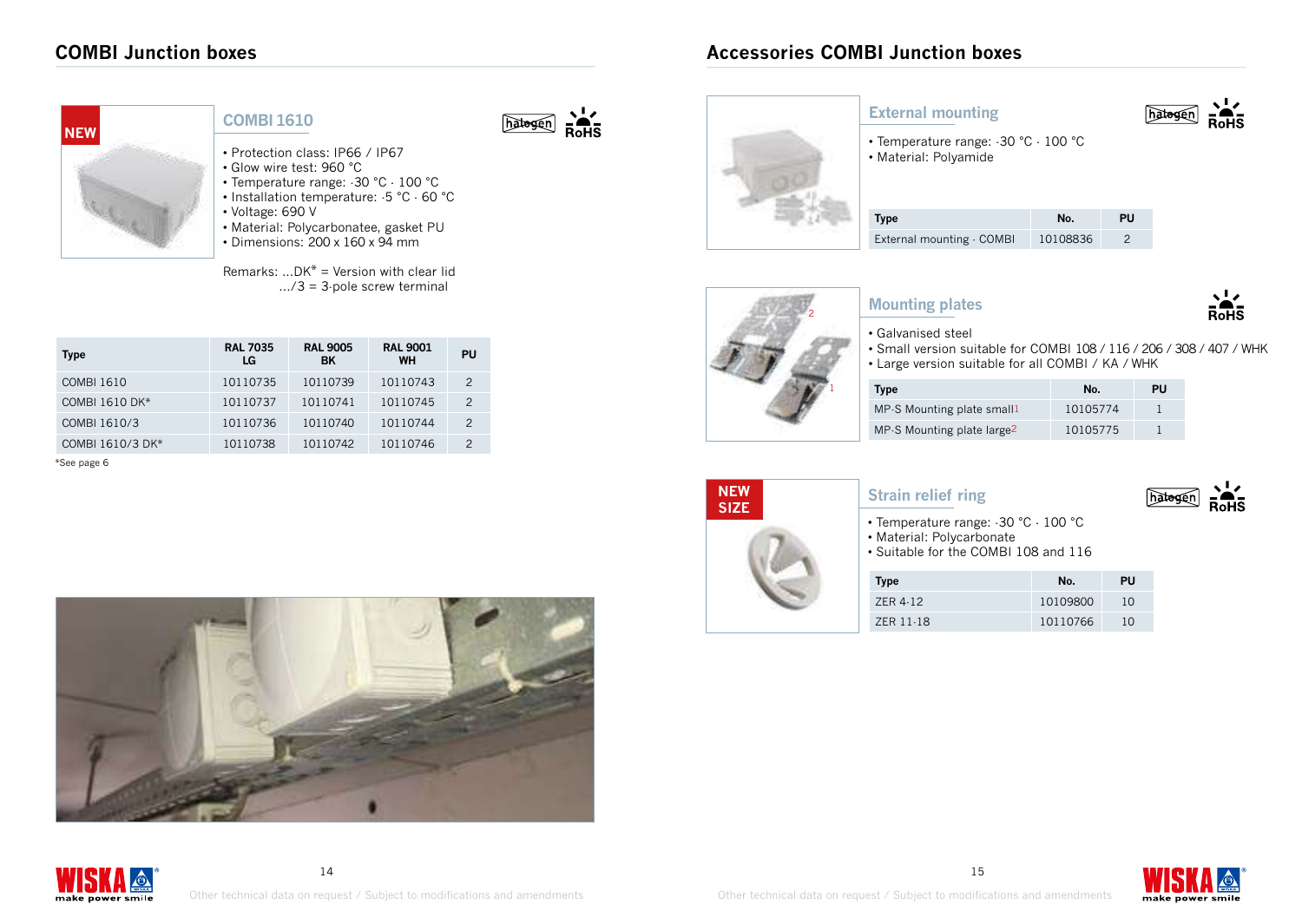## COMBI Junction boxes

NEW

### COMBI 1610

- Protection class: IP66 / IP67
- Glow wire test: 960 °C
- Temperature range: -30 °C - 100 °C
- Installation temperature: -5 °C - 60 °C
- Voltage: 690 V
- Material: Polycarbonatee, gasket PU
- Dimensions: 200 x 160 x 94 mm

Remarks: ...DK* = Version with clear lid
...​/3 = 3-pole screw terminal

| Type | RAL 7035 LG | RAL 9005 BK | RAL 9001 WH | PU |
|---|---|---|---|---|
| COMBI 1610 | 10110735 | 10110739 | 10110743 | 2 |
| COMBI 1610 DK* | 10110737 | 10110741 | 10110745 | 2 |
| COMBI 1610/3 | 10110736 | 10110740 | 10110744 | 2 |
| COMBI 1610/3 DK* | 10110738 | 10110742 | 10110746 | 2 |

*See page 6

## Accessories COMBI Junction boxes

### External mounting

- Temperature range: -30 °C - 100 °C
- Material: Polyamide

| Type | No. | PU |
|---|---|---|
| External mounting - COMBI | 10108836 | 2 |

### Mounting plates

- Galvanised steel
- Small version suitable for COMBI 108 / 116 / 206 / 308 / 407 / WHK
- Large version suitable for all COMBI / KA / WHK

| Type | No. | PU |
|---|---|---|
| MP-S Mounting plate small1 | 10105774 | 1 |
| MP-S Mounting plate large2 | 10105775 | 1 |

NEW SIZE

### Strain relief ring

- Temperature range: -30 °C - 100 °C
- Material: Polycarbonate
- Suitable for the COMBI 108 and 116

| Type | No. | PU |
|---|---|---|
| ZER 4-12 | 10109800 | 10 |
| ZER 11-18 | 10110766 | 10 |

Other technical data on request / Subject to modifications and amendments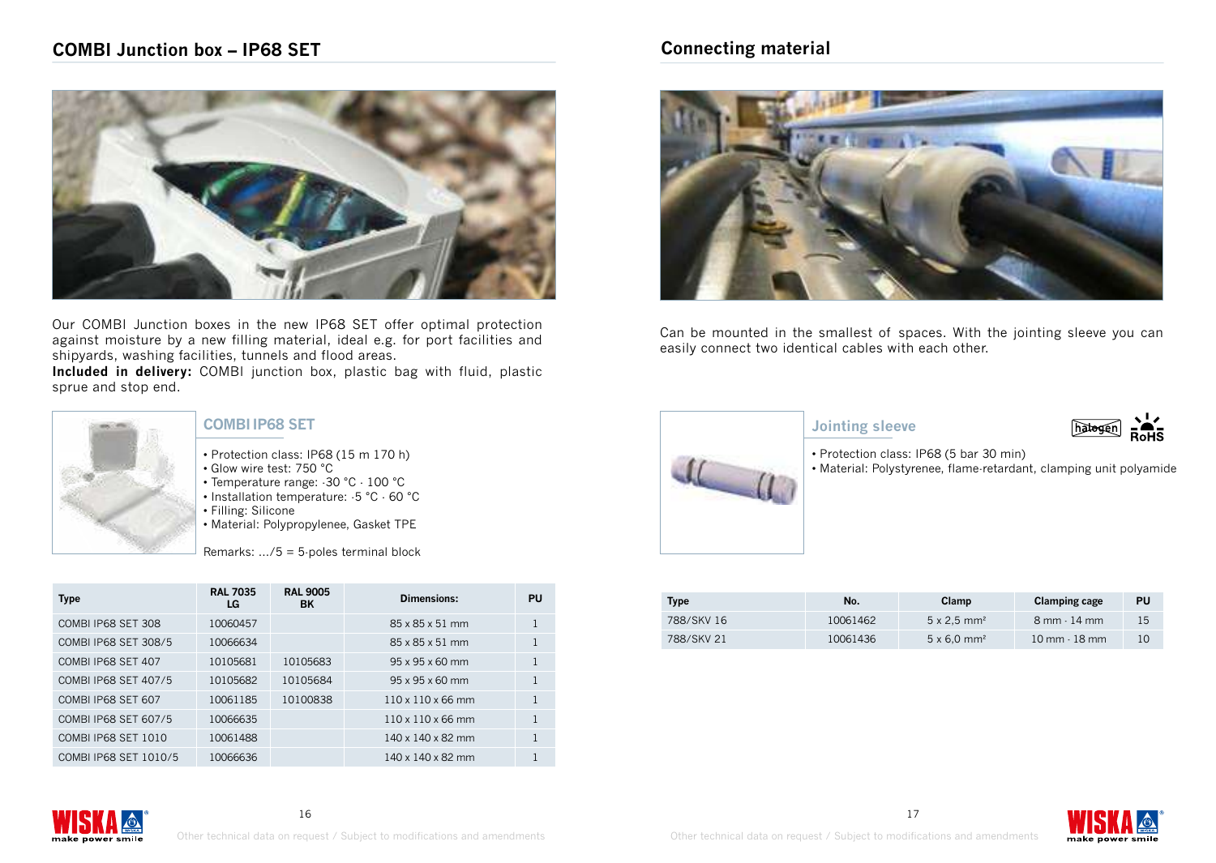## COMBI Junction box – IP68 SET

Our COMBI Junction boxes in the new IP68 SET offer optimal protection against moisture by a new filling material, ideal e.g. for port facilities and shipyards, washing facilities, tunnels and flood areas.
**Included in delivery:** COMBI junction box, plastic bag with fluid, plastic sprue and stop end.

### COMBI IP68 SET

- Protection class: IP68 (15 m 170 h)
- Glow wire test: 750 °C
- Temperature range: -30 °C - 100 °C
- Installation temperature: -5 °C - 60 °C
- Filling: Silicone
- Material: Polypropylenee, Gasket TPE

Remarks: .../5 = 5-poles terminal block

| Type | RAL 7035 LG | RAL 9005 BK | Dimensions: | PU |
|---|---|---|---|---|
| COMBI IP68 SET 308 | 10060457 | | 85 x 85 x 51 mm | 1 |
| COMBI IP68 SET 308/5 | 10066634 | | 85 x 85 x 51 mm | 1 |
| COMBI IP68 SET 407 | 10105681 | 10105683 | 95 x 95 x 60 mm | 1 |
| COMBI IP68 SET 407/5 | 10105682 | 10105684 | 95 x 95 x 60 mm | 1 |
| COMBI IP68 SET 607 | 10061185 | 10100838 | 110 x 110 x 66 mm | 1 |
| COMBI IP68 SET 607/5 | 10066635 | | 110 x 110 x 66 mm | 1 |
| COMBI IP68 SET 1010 | 10061488 | | 140 x 140 x 82 mm | 1 |
| COMBI IP68 SET 1010/5 | 10066636 | | 140 x 140 x 82 mm | 1 |

Other technical data on request / Subject to modifications and amendments

## Connecting material

Can be mounted in the smallest of spaces. With the jointing sleeve you can easily connect two identical cables with each other.

### Jointing sleeve

- Protection class: IP68 (5 bar 30 min)
- Material: Polystyrenee, flame-retardant, clamping unit polyamide

| Type | No. | Clamp | Clamping cage | PU |
|---|---|---|---|---|
| 788/SKV 16 | 10061462 | 5 x 2,5 mm² | 8 mm - 14 mm | 15 |
| 788/SKV 21 | 10061436 | 5 x 6,0 mm² | 10 mm - 18 mm | 10 |

Other technical data on request / Subject to modifications and amendments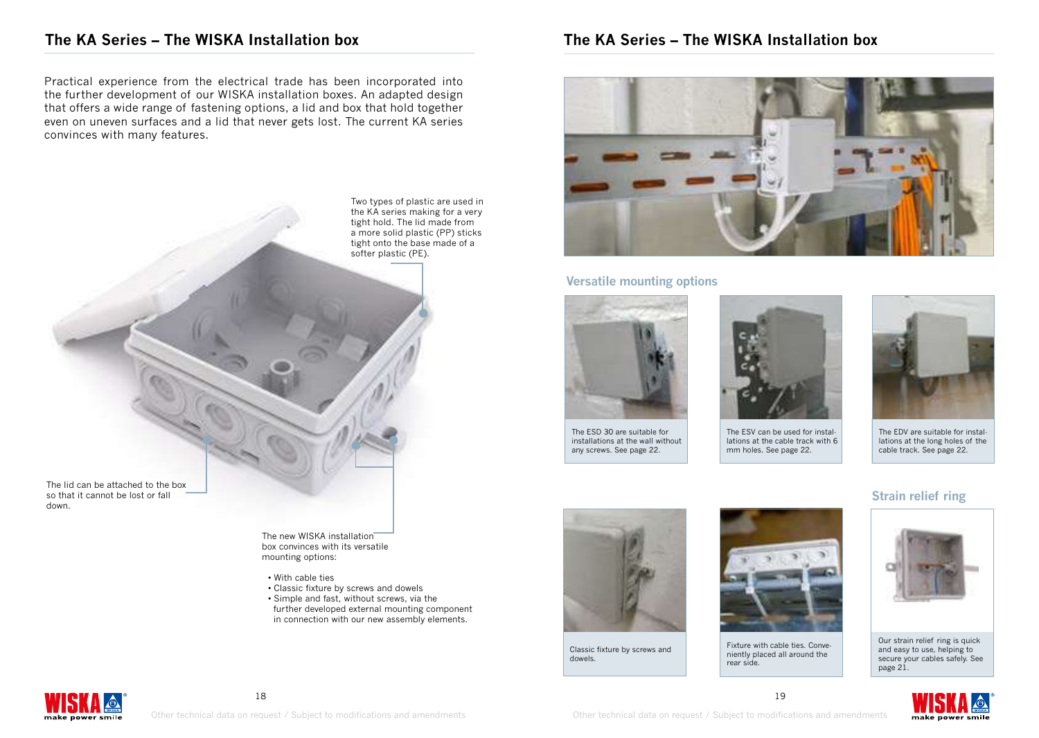## The KA Series – The WISKA Installation box

Practical experience from the electrical trade has been incorporated into the further development of our WISKA installation boxes. An adapted design that offers a wide range of fastening options, a lid and box that hold together even on uneven surfaces and a lid that never gets lost. The current KA series convinces with many features.

Two types of plastic are used in the KA series making for a very tight hold. The lid made from a more solid plastic (PP) sticks tight onto the base made of a softer plastic (PE).

The lid can be attached to the box so that it cannot be lost or fall down.

The new WISKA installation box convinces with its versatile mounting options:

- With cable ties
- Classic fixture by screws and dowels
- Simple and fast, without screws, via the further developed external mounting component in connection with our new assembly elements.

## The KA Series – The WISKA Installation box

### Versatile mounting options

The ESD 30 are suitable for installations at the wall without any screws. See page 22.

The ESV can be used for installations at the cable track with 6 mm holes. See page 22.

The EDV are suitable for installations at the long holes of the cable track. See page 22.

Classic fixture by screws and dowels.

Fixture with cable ties. Conveniently placed all around the rear side.

### Strain relief ring

Our strain relief ring is quick and easy to use, helping to secure your cables safely. See page 21.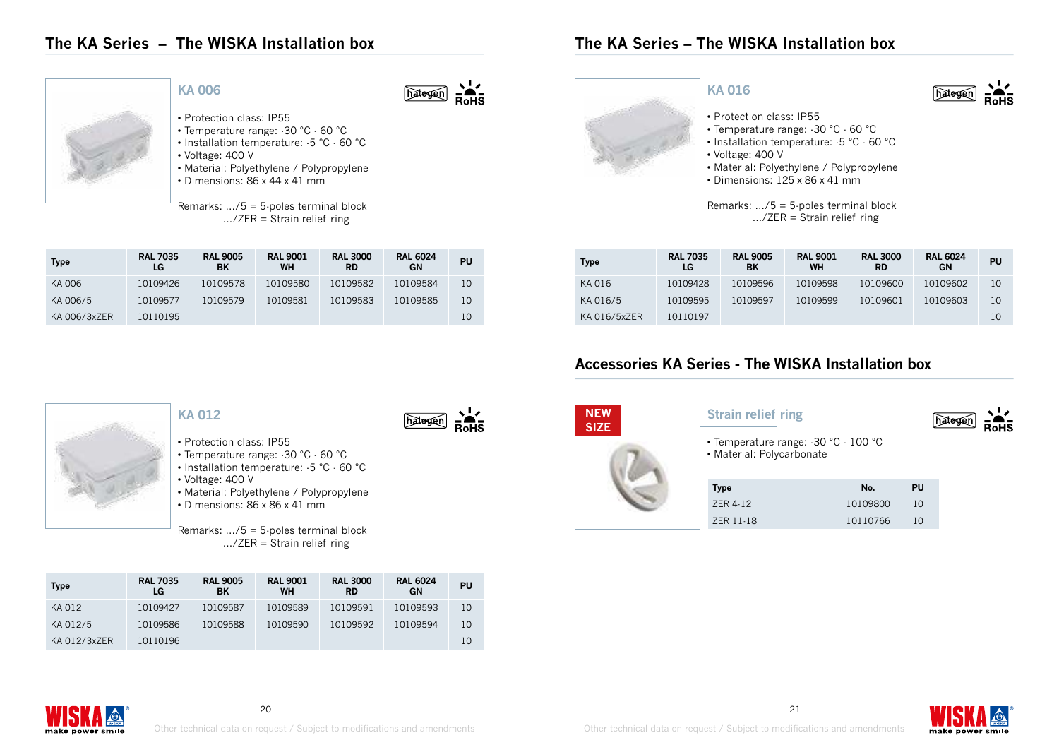# The KA Series – The WISKA Installation box

## KA 006

- Protection class: IP55
- Temperature range: -30 °C - 60 °C
- Installation temperature: -5 °C - 60 °C
- Voltage: 400 V
- Material: Polyethylene / Polypropylene
- Dimensions: 86 x 44 x 41 mm

Remarks: .../5 = 5-poles terminal block
.../ZER = Strain relief ring

| Type | RAL 7035 LG | RAL 9005 BK | RAL 9001 WH | RAL 3000 RD | RAL 6024 GN | PU |
|---|---|---|---|---|---|---|
| KA 006 | 10109426 | 10109578 | 10109580 | 10109582 | 10109584 | 10 |
| KA 006/5 | 10109577 | 10109579 | 10109581 | 10109583 | 10109585 | 10 |
| KA 006/3xZER | 10110195 | | | | | 10 |

## KA 012

- Protection class: IP55
- Temperature range: -30 °C - 60 °C
- Installation temperature: -5 °C - 60 °C
- Voltage: 400 V
- Material: Polyethylene / Polypropylene
- Dimensions: 86 x 86 x 41 mm

Remarks: .../5 = 5-poles terminal block
.../ZER = Strain relief ring

| Type | RAL 7035 LG | RAL 9005 BK | RAL 9001 WH | RAL 3000 RD | RAL 6024 GN | PU |
|---|---|---|---|---|---|---|
| KA 012 | 10109427 | 10109587 | 10109589 | 10109591 | 10109593 | 10 |
| KA 012/5 | 10109586 | 10109588 | 10109590 | 10109592 | 10109594 | 10 |
| KA 012/3xZER | 10110196 | | | | | 10 |

# The KA Series – The WISKA Installation box

## KA 016

- Protection class: IP55
- Temperature range: -30 °C - 60 °C
- Installation temperature: -5 °C - 60 °C
- Voltage: 400 V
- Material: Polyethylene / Polypropylene
- Dimensions: 125 x 86 x 41 mm

Remarks: .../5 = 5-poles terminal block
.../ZER = Strain relief ring

| Type | RAL 7035 LG | RAL 9005 BK | RAL 9001 WH | RAL 3000 RD | RAL 6024 GN | PU |
|---|---|---|---|---|---|---|
| KA 016 | 10109428 | 10109596 | 10109598 | 10109600 | 10109602 | 10 |
| KA 016/5 | 10109595 | 10109597 | 10109599 | 10109601 | 10109603 | 10 |
| KA 016/5xZER | 10110197 | | | | | 10 |

# Accessories KA Series - The WISKA Installation box

NEW SIZE

## Strain relief ring

- Temperature range: -30 °C - 100 °C
- Material: Polycarbonate

| Type | No. | PU |
|---|---|---|
| ZER 4-12 | 10109800 | 10 |
| ZER 11-18 | 10110766 | 10 |

Other technical data on request / Subject to modifications and amendments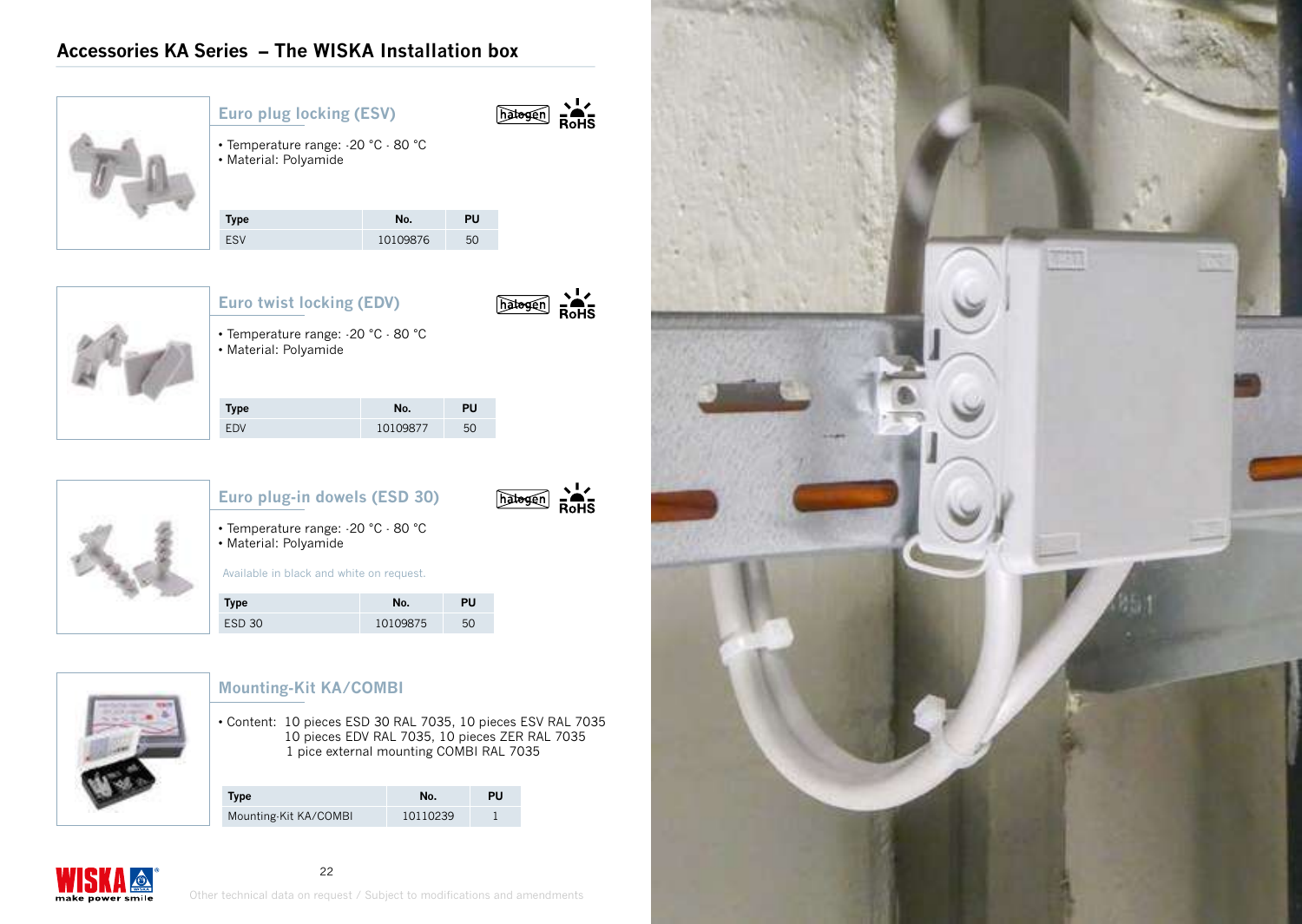## Accessories KA Series – The WISKA Installation box

### Euro plug locking (ESV)

halogen RoHS

- Temperature range: -20 °C - 80 °C
- Material: Polyamide

| Type | No. | PU |
|---|---|---|
| ESV | 10109876 | 50 |

### Euro twist locking (EDV)

halogen RoHS

- Temperature range: -20 °C - 80 °C
- Material: Polyamide

| Type | No. | PU |
|---|---|---|
| EDV | 10109877 | 50 |

### Euro plug-in dowels (ESD 30)

halogen RoHS

- Temperature range: -20 °C - 80 °C
- Material: Polyamide

Available in black and white on request.

| Type | No. | PU |
|---|---|---|
| ESD 30 | 10109875 | 50 |

### Mounting-Kit KA/COMBI

- Content: 10 pieces ESD 30 RAL 7035, 10 pieces ESV RAL 7035
  10 pieces EDV RAL 7035, 10 pieces ZER RAL 7035
  1 pice external mounting COMBI RAL 7035

| Type | No. | PU |
|---|---|---|
| Mounting-Kit KA/COMBI | 10110239 | 1 |

WISKA make power smile

Other technical data on request / Subject to modifications and amendments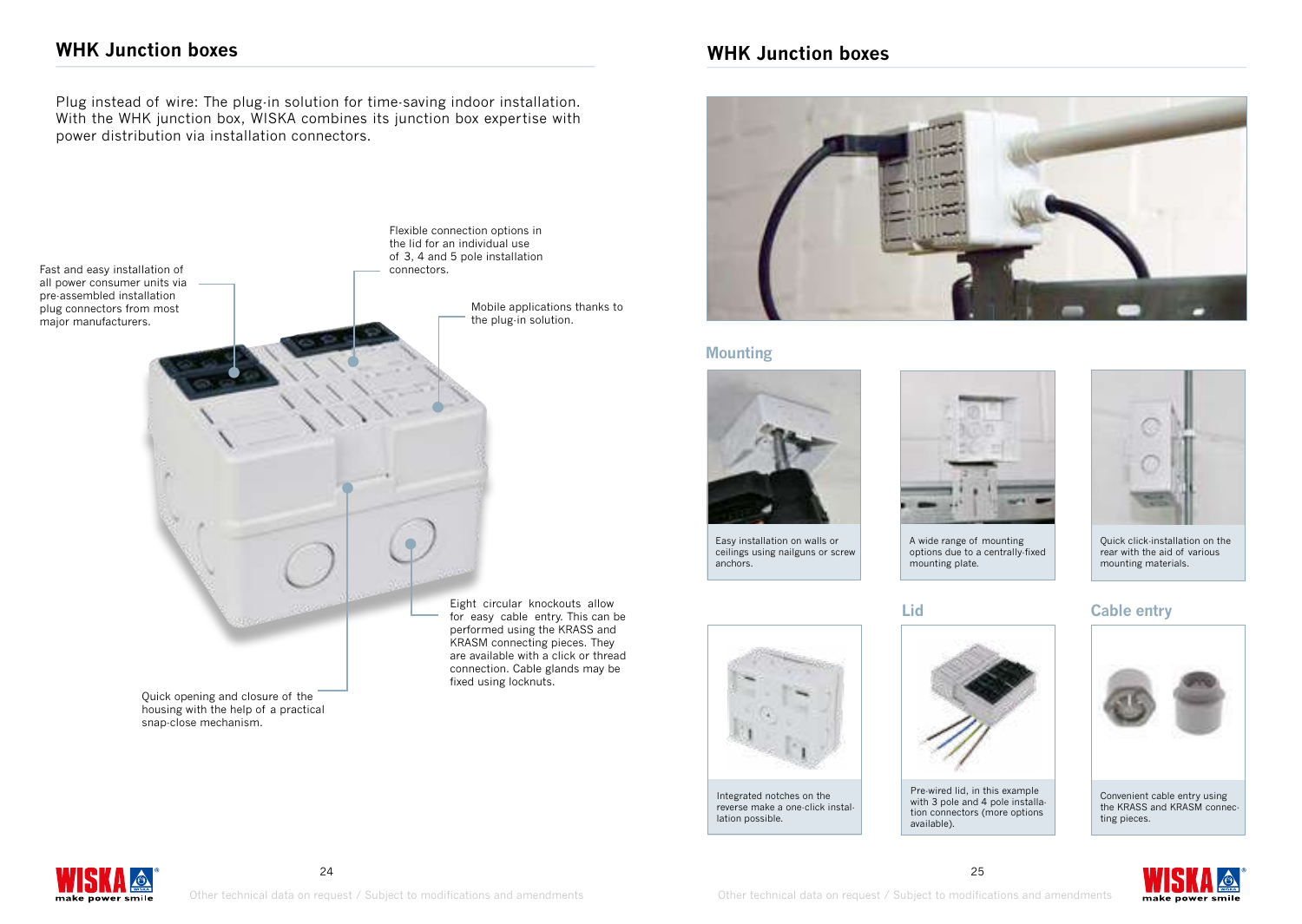## WHK Junction boxes

Plug instead of wire: The plug-in solution for time-saving indoor installation. With the WHK junction box, WISKA combines its junction box expertise with power distribution via installation connectors.

Fast and easy installation of all power consumer units via pre-assembled installation plug connectors from most major manufacturers.

Flexible connection options in the lid for an individual use of 3, 4 and 5 pole installation connectors.

Mobile applications thanks to the plug-in solution.

Eight circular knockouts allow for easy cable entry. This can be performed using the KRASS and KRASM connecting pieces. They are available with a click or thread connection. Cable glands may be fixed using locknuts.

Quick opening and closure of the housing with the help of a practical snap-close mechanism.

## WHK Junction boxes

### Mounting

Easy installation on walls or ceilings using nailguns or screw anchors.

A wide range of mounting options due to a centrally-fixed mounting plate.

Quick click-installation on the rear with the aid of various mounting materials.

Integrated notches on the reverse make a one-click installation possible.

### Lid

Pre-wired lid, in this example with 3 pole and 4 pole installation connectors (more options available).

### Cable entry

Convenient cable entry using the KRASS and KRASM connecting pieces.

Other technical data on request / Subject to modifications and amendments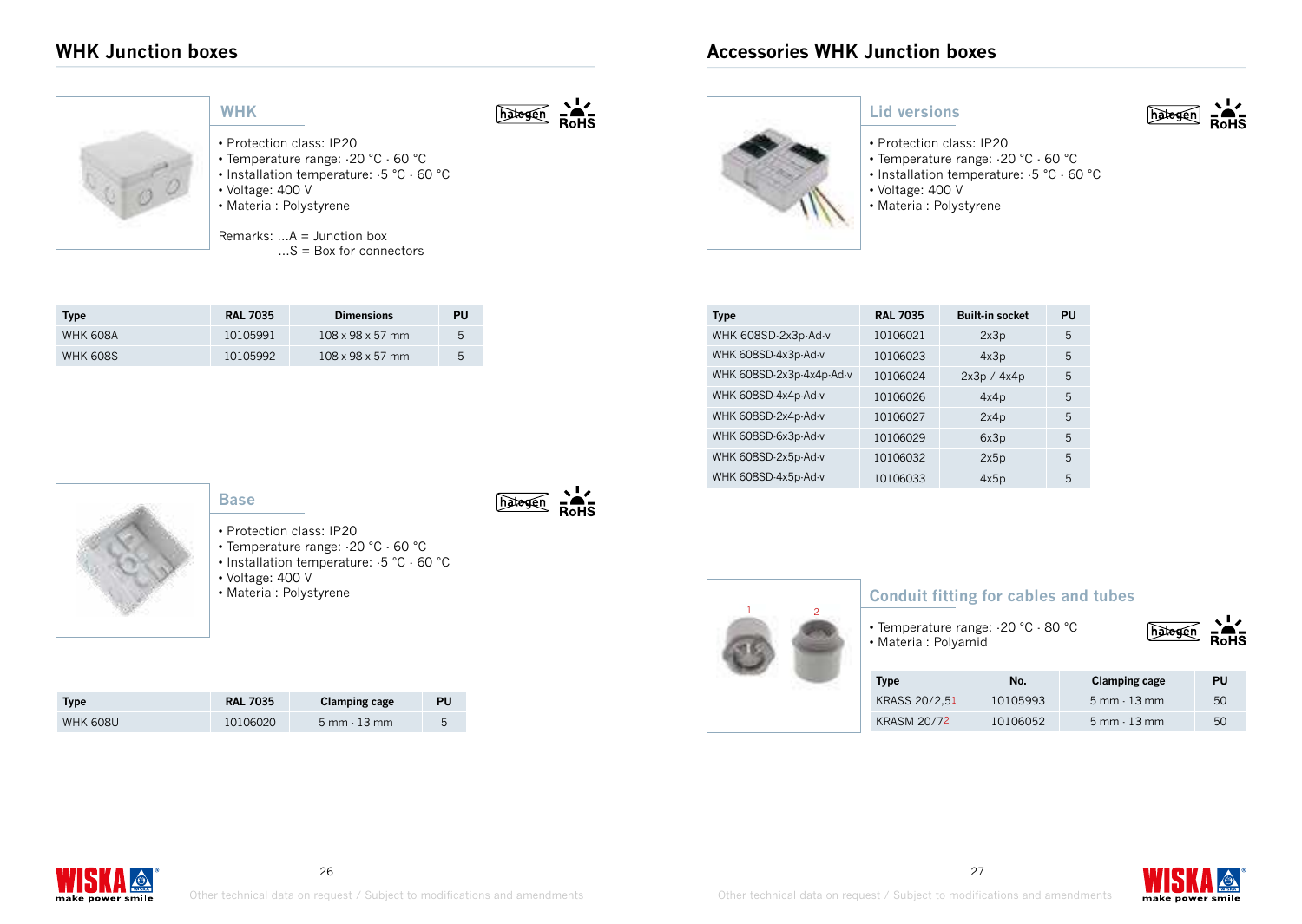## WHK Junction boxes

### WHK

- Protection class: IP20
- Temperature range: -20 °C - 60 °C
- Installation temperature: -5 °C - 60 °C
- Voltage: 400 V
- Material: Polystyrene

Remarks: ...A = Junction box
...S = Box for connectors

| Type | RAL 7035 | Dimensions | PU |
|---|---|---|---|
| WHK 608A | 10105991 | 108 x 98 x 57 mm | 5 |
| WHK 608S | 10105992 | 108 x 98 x 57 mm | 5 |

### Base

- Protection class: IP20
- Temperature range: -20 °C - 60 °C
- Installation temperature: -5 °C - 60 °C
- Voltage: 400 V
- Material: Polystyrene

| Type | RAL 7035 | Clamping cage | PU |
|---|---|---|---|
| WHK 608U | 10106020 | 5 mm - 13 mm | 5 |

## Accessories WHK Junction boxes

### Lid versions

- Protection class: IP20
- Temperature range: -20 °C - 60 °C
- Installation temperature: -5 °C - 60 °C
- Voltage: 400 V
- Material: Polystyrene

| Type | RAL 7035 | Built-in socket | PU |
|---|---|---|---|
| WHK 608SD-2x3p-Ad-v | 10106021 | 2x3p | 5 |
| WHK 608SD-4x3p-Ad-v | 10106023 | 4x3p | 5 |
| WHK 608SD-2x3p-4x4p-Ad-v | 10106024 | 2x3p / 4x4p | 5 |
| WHK 608SD-4x4p-Ad-v | 10106026 | 4x4p | 5 |
| WHK 608SD-2x4p-Ad-v | 10106027 | 2x4p | 5 |
| WHK 608SD-6x3p-Ad-v | 10106029 | 6x3p | 5 |
| WHK 608SD-2x5p-Ad-v | 10106032 | 2x5p | 5 |
| WHK 608SD-4x5p-Ad-v | 10106033 | 4x5p | 5 |

### Conduit fitting for cables and tubes

- Temperature range: -20 °C - 80 °C
- Material: Polyamid

| Type | No. | Clamping cage | PU |
|---|---|---|---|
| KRASS 20/2,5 1 | 10105993 | 5 mm - 13 mm | 50 |
| KRASM 20/7 2 | 10106052 | 5 mm - 13 mm | 50 |

Other technical data on request / Subject to modifications and amendments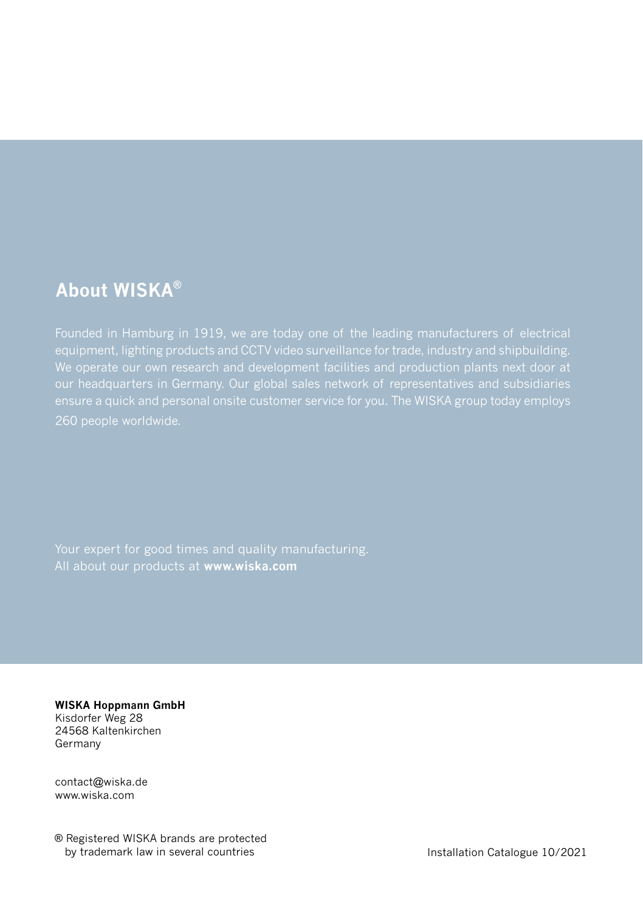## About WISKA®

Founded in Hamburg in 1919, we are today one of the leading manufacturers of electrical equipment, lighting products and CCTV video surveillance for trade, industry and shipbuilding. We operate our own research and development facilities and production plants next door at our headquarters in Germany. Our global sales network of representatives and subsidiaries ensure a quick and personal onsite customer service for you. The WISKA group today employs 260 people worldwide.

Your expert for good times and quality manufacturing.
All about our products at **www.wiska.com**

**WISKA Hoppmann GmbH**
Kisdorfer Weg 28
24568 Kaltenkirchen
Germany

contact@wiska.de
www.wiska.com

® Registered WISKA brands are protected by trademark law in several countries

Installation Catalogue 10/2021